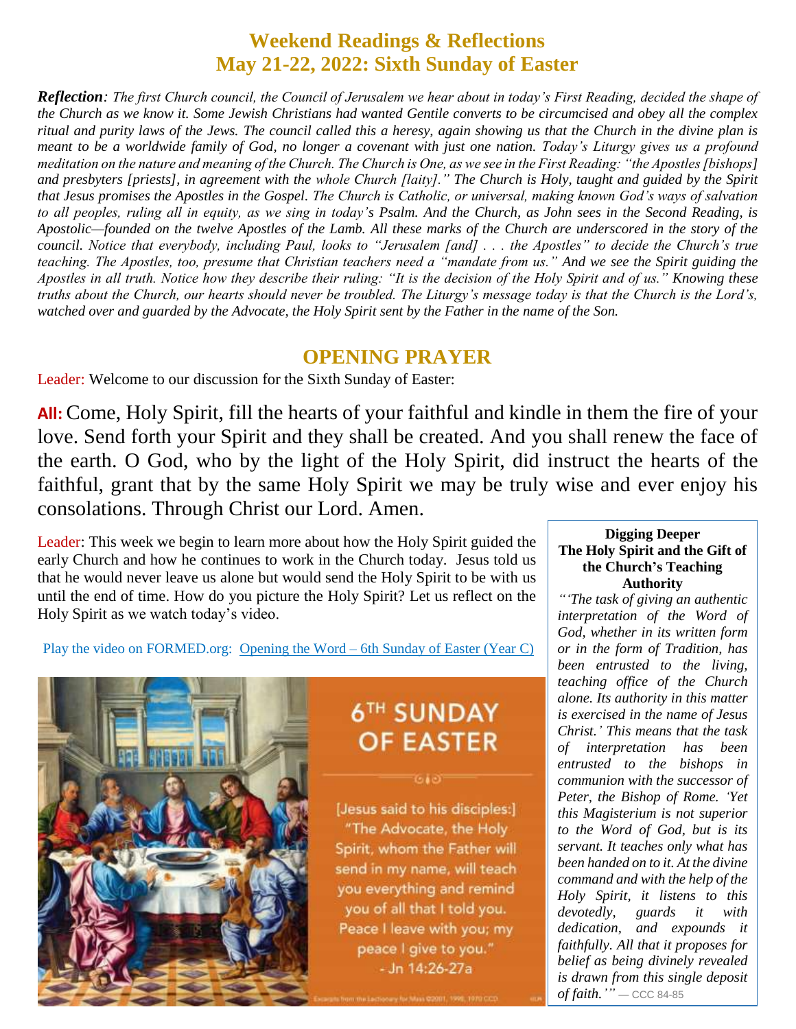# Weekend Readings & Reflections
# May 21-22, 2022: Sixth Sunday of Easter

***Reflection****: The first Church council, the Council of Jerusalem we hear about in today's First Reading, decided the shape of the Church as we know it. Some Jewish Christians had wanted Gentile converts to be circumcised and obey all the complex ritual and purity laws of the Jews. The council called this a heresy, again showing us that the Church in the divine plan is meant to be a worldwide family of God, no longer a covenant with just one nation. Today's Liturgy gives us a profound meditation on the nature and meaning of the Church. The Church is One, as we see in the First Reading: "the Apostles [bishops] and presbyters [priests], in agreement with the whole Church [laity]." The Church is Holy, taught and guided by the Spirit that Jesus promises the Apostles in the Gospel. The Church is Catholic, or universal, making known God's ways of salvation to all peoples, ruling all in equity, as we sing in today's Psalm. And the Church, as John sees in the Second Reading, is Apostolic—founded on the twelve Apostles of the Lamb. All these marks of the Church are underscored in the story of the council. Notice that everybody, including Paul, looks to "Jerusalem [and] . . . the Apostles" to decide the Church's true teaching. The Apostles, too, presume that Christian teachers need a "mandate from us." And we see the Spirit guiding the Apostles in all truth. Notice how they describe their ruling: "It is the decision of the Holy Spirit and of us." Knowing these truths about the Church, our hearts should never be troubled. The Liturgy's message today is that the Church is the Lord's, watched over and guarded by the Advocate, the Holy Spirit sent by the Father in the name of the Son.*

## OPENING PRAYER

Leader: Welcome to our discussion for the Sixth Sunday of Easter:

**All:** Come, Holy Spirit, fill the hearts of your faithful and kindle in them the fire of your love. Send forth your Spirit and they shall be created. And you shall renew the face of the earth. O God, who by the light of the Holy Spirit, did instruct the hearts of the faithful, grant that by the same Holy Spirit we may be truly wise and ever enjoy his consolations. Through Christ our Lord. Amen.

Leader: This week we begin to learn more about how the Holy Spirit guided the early Church and how he continues to work in the Church today. Jesus told us that he would never leave us alone but would send the Holy Spirit to be with us until the end of time. How do you picture the Holy Spirit? Let us reflect on the Holy Spirit as we watch today's video.

Play the video on FORMED.org: Opening the Word – 6th Sunday of Easter (Year C)

6TH SUNDAY OF EASTER

[Jesus said to his disciples:] "The Advocate, the Holy Spirit, whom the Father will send in my name, will teach you everything and remind you of all that I told you. Peace I leave with you; my peace I give to you." - Jn 14:26-27a

### Digging Deeper
### The Holy Spirit and the Gift of the Church's Teaching Authority

*"'The task of giving an authentic interpretation of the Word of God, whether in its written form or in the form of Tradition, has been entrusted to the living, teaching office of the Church alone. Its authority in this matter is exercised in the name of Jesus Christ.' This means that the task of interpretation has been entrusted to the bishops in communion with the successor of Peter, the Bishop of Rome. 'Yet this Magisterium is not superior to the Word of God, but is its servant. It teaches only what has been handed on to it. At the divine command and with the help of the Holy Spirit, it listens to this devotedly, guards it with dedication, and expounds it faithfully. All that it proposes for belief as being divinely revealed is drawn from this single deposit of faith.'"* — CCC 84-85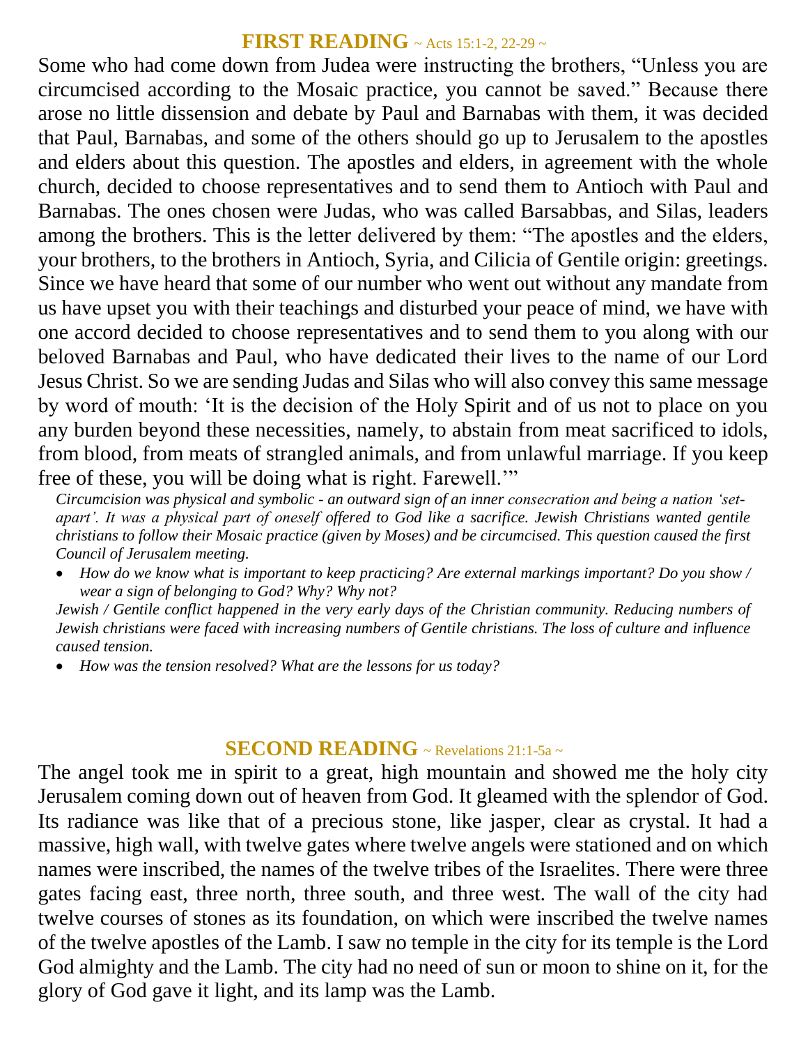## FIRST READING ~ Acts 15:1-2, 22-29 ~

Some who had come down from Judea were instructing the brothers, "Unless you are circumcised according to the Mosaic practice, you cannot be saved." Because there arose no little dissension and debate by Paul and Barnabas with them, it was decided that Paul, Barnabas, and some of the others should go up to Jerusalem to the apostles and elders about this question. The apostles and elders, in agreement with the whole church, decided to choose representatives and to send them to Antioch with Paul and Barnabas. The ones chosen were Judas, who was called Barsabbas, and Silas, leaders among the brothers. This is the letter delivered by them: "The apostles and the elders, your brothers, to the brothers in Antioch, Syria, and Cilicia of Gentile origin: greetings. Since we have heard that some of our number who went out without any mandate from us have upset you with their teachings and disturbed your peace of mind, we have with one accord decided to choose representatives and to send them to you along with our beloved Barnabas and Paul, who have dedicated their lives to the name of our Lord Jesus Christ. So we are sending Judas and Silas who will also convey this same message by word of mouth: 'It is the decision of the Holy Spirit and of us not to place on you any burden beyond these necessities, namely, to abstain from meat sacrificed to idols, from blood, from meats of strangled animals, and from unlawful marriage. If you keep free of these, you will be doing what is right. Farewell.'"

*Circumcision was physical and symbolic - an outward sign of an inner consecration and being a nation 'set-apart'. It was a physical part of oneself offered to God like a sacrifice. Jewish Christians wanted gentile christians to follow their Mosaic practice (given by Moses) and be circumcised. This question caused the first Council of Jerusalem meeting.*

- *How do we know what is important to keep practicing? Are external markings important? Do you show / wear a sign of belonging to God? Why? Why not?*

*Jewish / Gentile conflict happened in the very early days of the Christian community. Reducing numbers of Jewish christians were faced with increasing numbers of Gentile christians. The loss of culture and influence caused tension.*

- *How was the tension resolved? What are the lessons for us today?*

## SECOND READING ~ Revelations 21:1-5a ~

The angel took me in spirit to a great, high mountain and showed me the holy city Jerusalem coming down out of heaven from God. It gleamed with the splendor of God. Its radiance was like that of a precious stone, like jasper, clear as crystal. It had a massive, high wall, with twelve gates where twelve angels were stationed and on which names were inscribed, the names of the twelve tribes of the Israelites. There were three gates facing east, three north, three south, and three west. The wall of the city had twelve courses of stones as its foundation, on which were inscribed the twelve names of the twelve apostles of the Lamb. I saw no temple in the city for its temple is the Lord God almighty and the Lamb. The city had no need of sun or moon to shine on it, for the glory of God gave it light, and its lamp was the Lamb.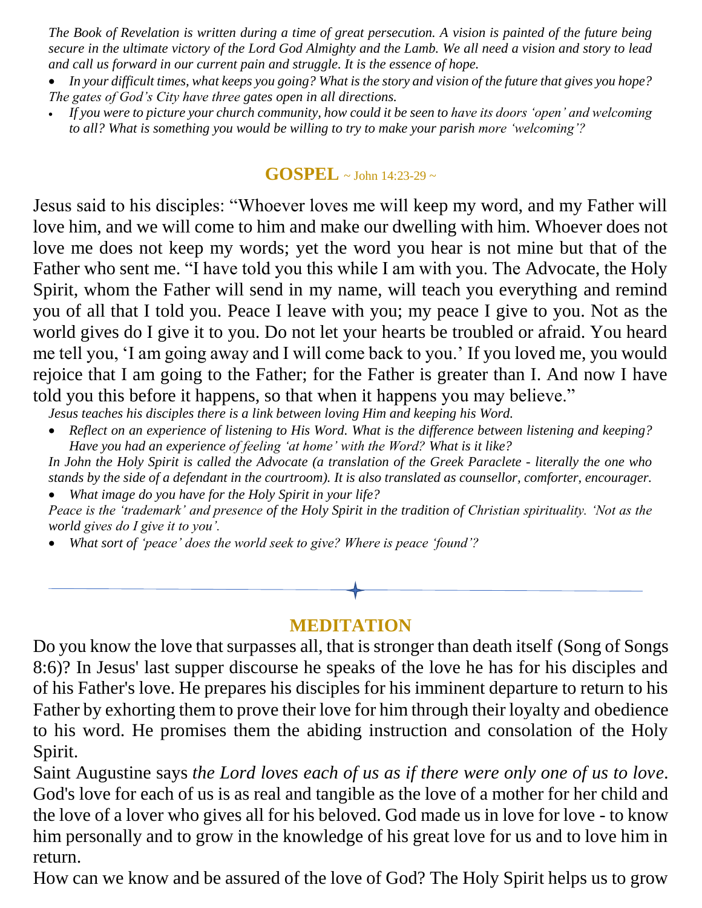*The Book of Revelation is written during a time of great persecution. A vision is painted of the future being secure in the ultimate victory of the Lord God Almighty and the Lamb. We all need a vision and story to lead and call us forward in our current pain and struggle. It is the essence of hope.*

- *In your difficult times, what keeps you going? What is the story and vision of the future that gives you hope?*

*The gates of God's City have three gates open in all directions.*

- *If you were to picture your church community, how could it be seen to have its doors 'open' and welcoming to all? What is something you would be willing to try to make your parish more 'welcoming'?*

## GOSPEL ~ John 14:23-29 ~

Jesus said to his disciples: "Whoever loves me will keep my word, and my Father will love him, and we will come to him and make our dwelling with him. Whoever does not love me does not keep my words; yet the word you hear is not mine but that of the Father who sent me. "I have told you this while I am with you. The Advocate, the Holy Spirit, whom the Father will send in my name, will teach you everything and remind you of all that I told you. Peace I leave with you; my peace I give to you. Not as the world gives do I give it to you. Do not let your hearts be troubled or afraid. You heard me tell you, 'I am going away and I will come back to you.' If you loved me, you would rejoice that I am going to the Father; for the Father is greater than I. And now I have told you this before it happens, so that when it happens you may believe."

*Jesus teaches his disciples there is a link between loving Him and keeping his Word.*

- *Reflect on an experience of listening to His Word. What is the difference between listening and keeping? Have you had an experience of feeling 'at home' with the Word? What is it like?*

*In John the Holy Spirit is called the Advocate (a translation of the Greek Paraclete - literally the one who stands by the side of a defendant in the courtroom). It is also translated as counsellor, comforter, encourager.*

- *What image do you have for the Holy Spirit in your life?*

*Peace is the 'trademark' and presence of the Holy Spirit in the tradition of Christian spirituality. 'Not as the world gives do I give it to you'.*

- *What sort of 'peace' does the world seek to give? Where is peace 'found'?*

---

## MEDITATION

Do you know the love that surpasses all, that is stronger than death itself (Song of Songs 8:6)? In Jesus' last supper discourse he speaks of the love he has for his disciples and of his Father's love. He prepares his disciples for his imminent departure to return to his Father by exhorting them to prove their love for him through their loyalty and obedience to his word. He promises them the abiding instruction and consolation of the Holy Spirit.

Saint Augustine says *the Lord loves each of us as if there were only one of us to love*. God's love for each of us is as real and tangible as the love of a mother for her child and the love of a lover who gives all for his beloved. God made us in love for love - to know him personally and to grow in the knowledge of his great love for us and to love him in return.

How can we know and be assured of the love of God? The Holy Spirit helps us to grow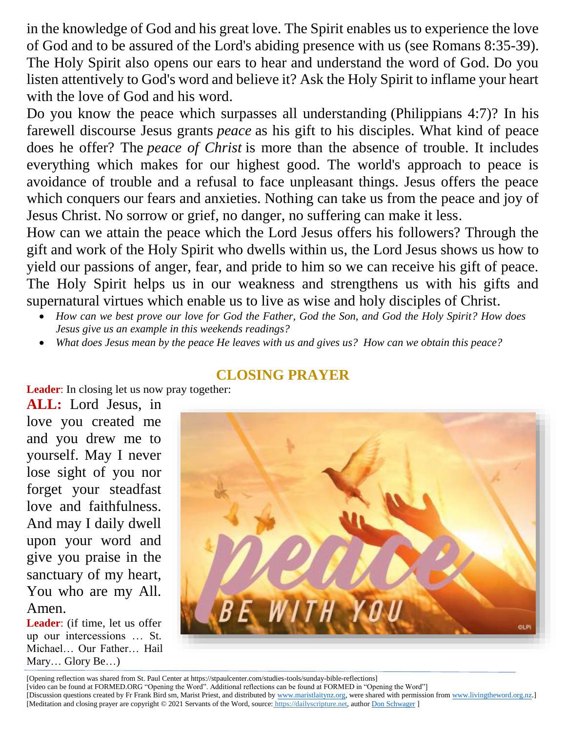in the knowledge of God and his great love. The Spirit enables us to experience the love of God and to be assured of the Lord's abiding presence with us (see Romans 8:35-39). The Holy Spirit also opens our ears to hear and understand the word of God. Do you listen attentively to God's word and believe it? Ask the Holy Spirit to inflame your heart with the love of God and his word.

Do you know the peace which surpasses all understanding (Philippians 4:7)? In his farewell discourse Jesus grants *peace* as his gift to his disciples. What kind of peace does he offer? The *peace of Christ* is more than the absence of trouble. It includes everything which makes for our highest good. The world's approach to peace is avoidance of trouble and a refusal to face unpleasant things. Jesus offers the peace which conquers our fears and anxieties. Nothing can take us from the peace and joy of Jesus Christ. No sorrow or grief, no danger, no suffering can make it less.

How can we attain the peace which the Lord Jesus offers his followers? Through the gift and work of the Holy Spirit who dwells within us, the Lord Jesus shows us how to yield our passions of anger, fear, and pride to him so we can receive his gift of peace. The Holy Spirit helps us in our weakness and strengthens us with his gifts and supernatural virtues which enable us to live as wise and holy disciples of Christ.

- *How can we best prove our love for God the Father, God the Son, and God the Holy Spirit? How does Jesus give us an example in this weekends readings?*
- *What does Jesus mean by the peace He leaves with us and gives us? How can we obtain this peace?*

## CLOSING PRAYER

**Leader**: In closing let us now pray together:

**ALL:** Lord Jesus, in love you created me and you drew me to yourself. May I never lose sight of you nor forget your steadfast love and faithfulness. And may I daily dwell upon your word and give you praise in the sanctuary of my heart, You who are my All. Amen.

**Leader**: (if time, let us offer up our intercessions … St. Michael… Our Father… Hail Mary… Glory Be…)

[Opening reflection was shared from St. Paul Center at https://stpaulcenter.com/studies-tools/sunday-bible-reflections]
[video can be found at FORMED.ORG "Opening the Word". Additional reflections can be found at FORMED in "Opening the Word"]
[Discussion questions created by Fr Frank Bird sm, Marist Priest, and distributed by www.maristlaitynz.org, were shared with permission from www.livingtheword.org.nz.]
[Meditation and closing prayer are copyright © 2021 Servants of the Word, source: https://dailyscripture.net, author Don Schwager ]